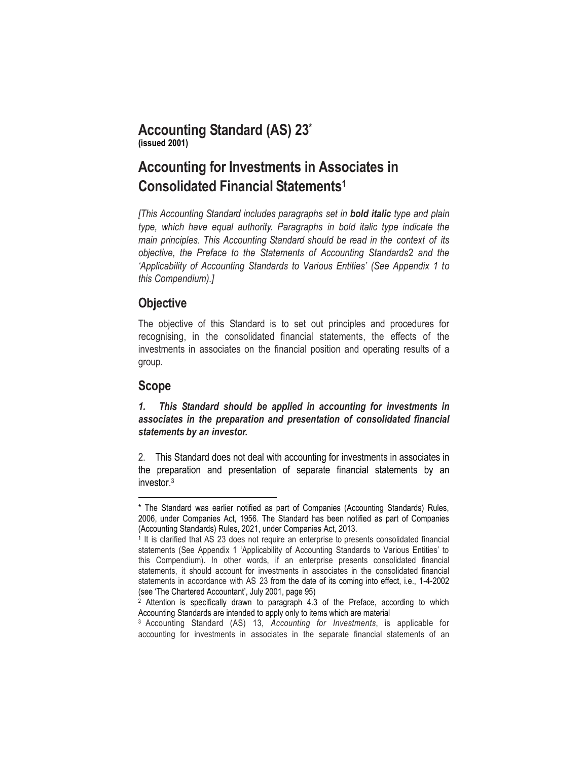# Accounting Standard (AS) 23*

**(issued 2001)**

# Accounting for Investments in Associates in Consolidated Financial Statements[1]

*[This Accounting Standard includes paragraphs set in* ***bold italic*** *type and plain type, which have equal authority. Paragraphs in bold italic type indicate the main principles. This Accounting Standard should be read in the context of its objective, the Preface to the Statements of Accounting Standards*2 *and the 'Applicability of Accounting Standards to Various Entities' (See Appendix 1 to this Compendium).]*

## Objective

The objective of this Standard is to set out principles and procedures for recognising, in the consolidated financial statements, the effects of the investments in associates on the financial position and operating results of a group.

## Scope

***1. This Standard should be applied in accounting for investments in associates in the preparation and presentation of consolidated financial statements by an investor.***

2. This Standard does not deal with accounting for investments in associates in the preparation and presentation of separate financial statements by an investor.[3]

---

\* The Standard was earlier notified as part of Companies (Accounting Standards) Rules, 2006, under Companies Act, 1956. The Standard has been notified as part of Companies (Accounting Standards) Rules, 2021, under Companies Act, 2013.

[1] It is clarified that AS 23 does not require an enterprise to presents consolidated financial statements (See Appendix 1 'Applicability of Accounting Standards to Various Entities' to this Compendium). In other words, if an enterprise presents consolidated financial statements, it should account for investments in associates in the consolidated financial statements in accordance with AS 23 from the date of its coming into effect, i.e., 1-4-2002 (see 'The Chartered Accountant', July 2001, page 95)

[2] Attention is specifically drawn to paragraph 4.3 of the Preface, according to which Accounting Standards are intended to apply only to items which are material

[3] Accounting Standard (AS) 13, *Accounting for Investments*, is applicable for accounting for investments in associates in the separate financial statements of an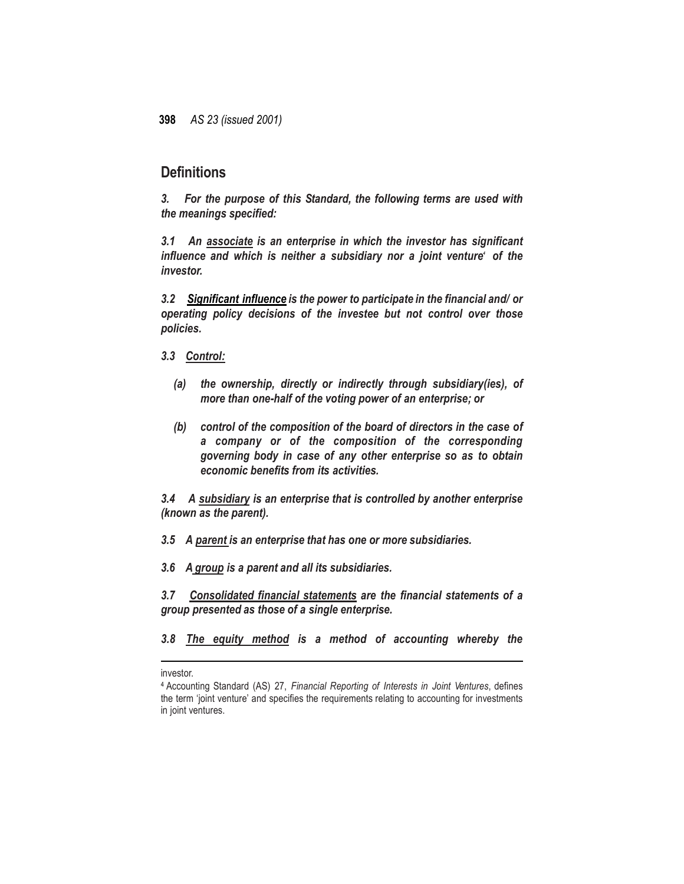## Definitions

***3. For the purpose of this Standard, the following terms are used with the meanings specified:***

***3.1 An <u>associate</u> is an enterprise in which the investor has significant influence and which is neither a subsidiary nor a joint venture[4] of the investor.***

***3.2 <u>Significant influence</u> is the power to participate in the financial and/ or operating policy decisions of the investee but not control over those policies.***

***3.3 <u>Control</u>:***

***(a) the ownership, directly or indirectly through subsidiary(ies), of more than one-half of the voting power of an enterprise; or***

***(b) control of the composition of the board of directors in the case of a company or of the composition of the corresponding governing body in case of any other enterprise so as to obtain economic benefits from its activities.***

***3.4 A <u>subsidiary</u> is an enterprise that is controlled by another enterprise (known as the parent).***

***3.5 A <u>parent</u> is an enterprise that has one or more subsidiaries.***

***3.6 A <u>group</u> is a parent and all its subsidiaries.***

***3.7 <u>Consolidated financial statements</u> are the financial statements of a group presented as those of a single enterprise.***

***3.8 <u>The equity method</u> is a method of accounting whereby the***

---

investor.

[4] Accounting Standard (AS) 27, *Financial Reporting of Interests in Joint Ventures*, defines the term 'joint venture' and specifies the requirements relating to accounting for investments in joint ventures.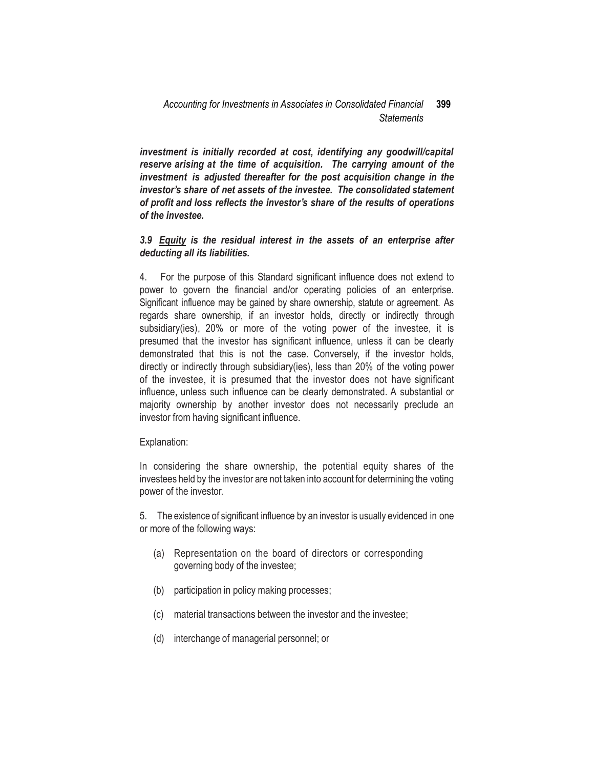***investment is initially recorded at cost, identifying any goodwill/capital reserve arising at the time of acquisition. The carrying amount of the investment is adjusted thereafter for the post acquisition change in the investor's share of net assets of the investee. The consolidated statement of profit and loss reflects the investor's share of the results of operations of the investee.***

***3.9 <u>Equity</u> is the residual interest in the assets of an enterprise after deducting all its liabilities.***

4. For the purpose of this Standard significant influence does not extend to power to govern the financial and/or operating policies of an enterprise. Significant influence may be gained by share ownership, statute or agreement. As regards share ownership, if an investor holds, directly or indirectly through subsidiary(ies), 20% or more of the voting power of the investee, it is presumed that the investor has significant influence, unless it can be clearly demonstrated that this is not the case. Conversely, if the investor holds, directly or indirectly through subsidiary(ies), less than 20% of the voting power of the investee, it is presumed that the investor does not have significant influence, unless such influence can be clearly demonstrated. A substantial or majority ownership by another investor does not necessarily preclude an investor from having significant influence.

Explanation:

In considering the share ownership, the potential equity shares of the investees held by the investor are not taken into account for determining the voting power of the investor.

5. The existence of significant influence by an investor is usually evidenced in one or more of the following ways:

(a) Representation on the board of directors or corresponding governing body of the investee;

(b) participation in policy making processes;

(c) material transactions between the investor and the investee;

(d) interchange of managerial personnel; or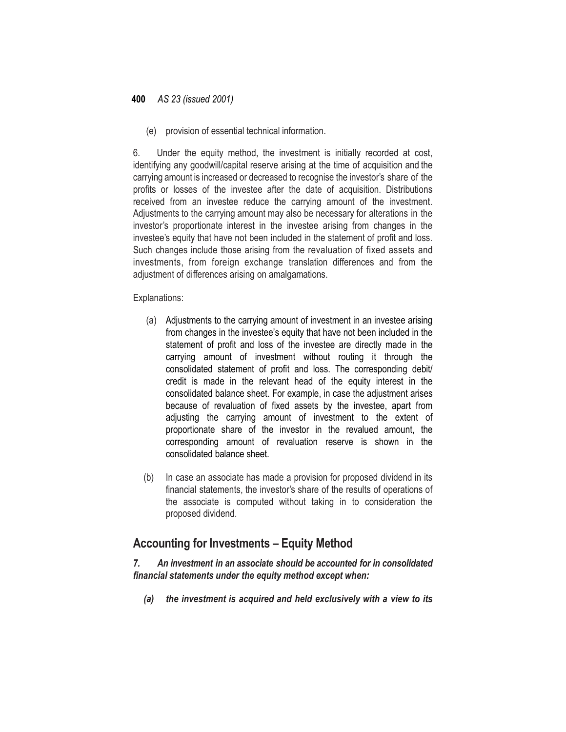(e) provision of essential technical information.

6. Under the equity method, the investment is initially recorded at cost, identifying any goodwill/capital reserve arising at the time of acquisition and the carrying amount is increased or decreased to recognise the investor's share of the profits or losses of the investee after the date of acquisition. Distributions received from an investee reduce the carrying amount of the investment. Adjustments to the carrying amount may also be necessary for alterations in the investor's proportionate interest in the investee arising from changes in the investee's equity that have not been included in the statement of profit and loss. Such changes include those arising from the revaluation of fixed assets and investments, from foreign exchange translation differences and from the adjustment of differences arising on amalgamations.

Explanations:

(a) Adjustments to the carrying amount of investment in an investee arising from changes in the investee's equity that have not been included in the statement of profit and loss of the investee are directly made in the carrying amount of investment without routing it through the consolidated statement of profit and loss. The corresponding debit/credit is made in the relevant head of the equity interest in the consolidated balance sheet. For example, in case the adjustment arises because of revaluation of fixed assets by the investee, apart from adjusting the carrying amount of investment to the extent of proportionate share of the investor in the revalued amount, the corresponding amount of revaluation reserve is shown in the consolidated balance sheet.

(b) In case an associate has made a provision for proposed dividend in its financial statements, the investor's share of the results of operations of the associate is computed without taking in to consideration the proposed dividend.

## Accounting for Investments – Equity Method

***7. An investment in an associate should be accounted for in consolidated financial statements under the equity method except when:***

***(a) the investment is acquired and held exclusively with a view to its***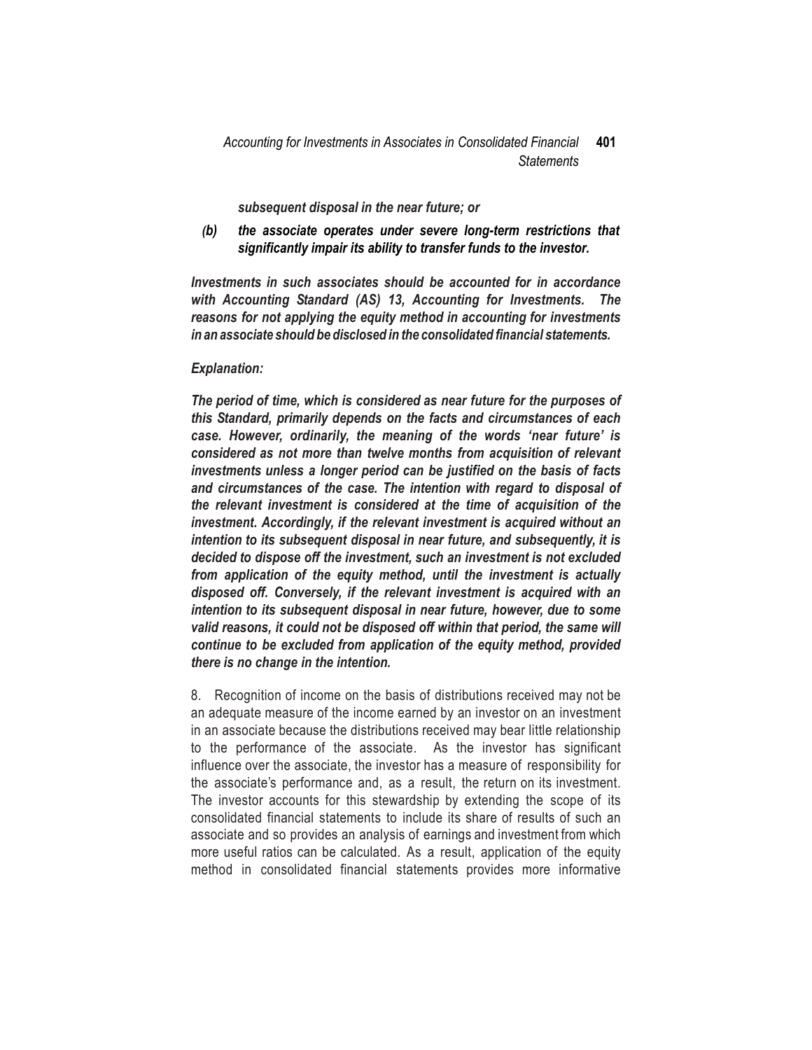***subsequent disposal in the near future; or***

***(b) the associate operates under severe long-term restrictions that significantly impair its ability to transfer funds to the investor.***

***Investments in such associates should be accounted for in accordance with Accounting Standard (AS) 13, Accounting for Investments. The reasons for not applying the equity method in accounting for investments in an associate should be disclosed in the consolidated financial statements.***

***Explanation:***

***The period of time, which is considered as near future for the purposes of this Standard, primarily depends on the facts and circumstances of each case. However, ordinarily, the meaning of the words 'near future' is considered as not more than twelve months from acquisition of relevant investments unless a longer period can be justified on the basis of facts and circumstances of the case. The intention with regard to disposal of the relevant investment is considered at the time of acquisition of the investment. Accordingly, if the relevant investment is acquired without an intention to its subsequent disposal in near future, and subsequently, it is decided to dispose off the investment, such an investment is not excluded from application of the equity method, until the investment is actually disposed off. Conversely, if the relevant investment is acquired with an intention to its subsequent disposal in near future, however, due to some valid reasons, it could not be disposed off within that period, the same will continue to be excluded from application of the equity method, provided there is no change in the intention.***

8. Recognition of income on the basis of distributions received may not be an adequate measure of the income earned by an investor on an investment in an associate because the distributions received may bear little relationship to the performance of the associate. As the investor has significant influence over the associate, the investor has a measure of responsibility for the associate's performance and, as a result, the return on its investment. The investor accounts for this stewardship by extending the scope of its consolidated financial statements to include its share of results of such an associate and so provides an analysis of earnings and investment from which more useful ratios can be calculated. As a result, application of the equity method in consolidated financial statements provides more informative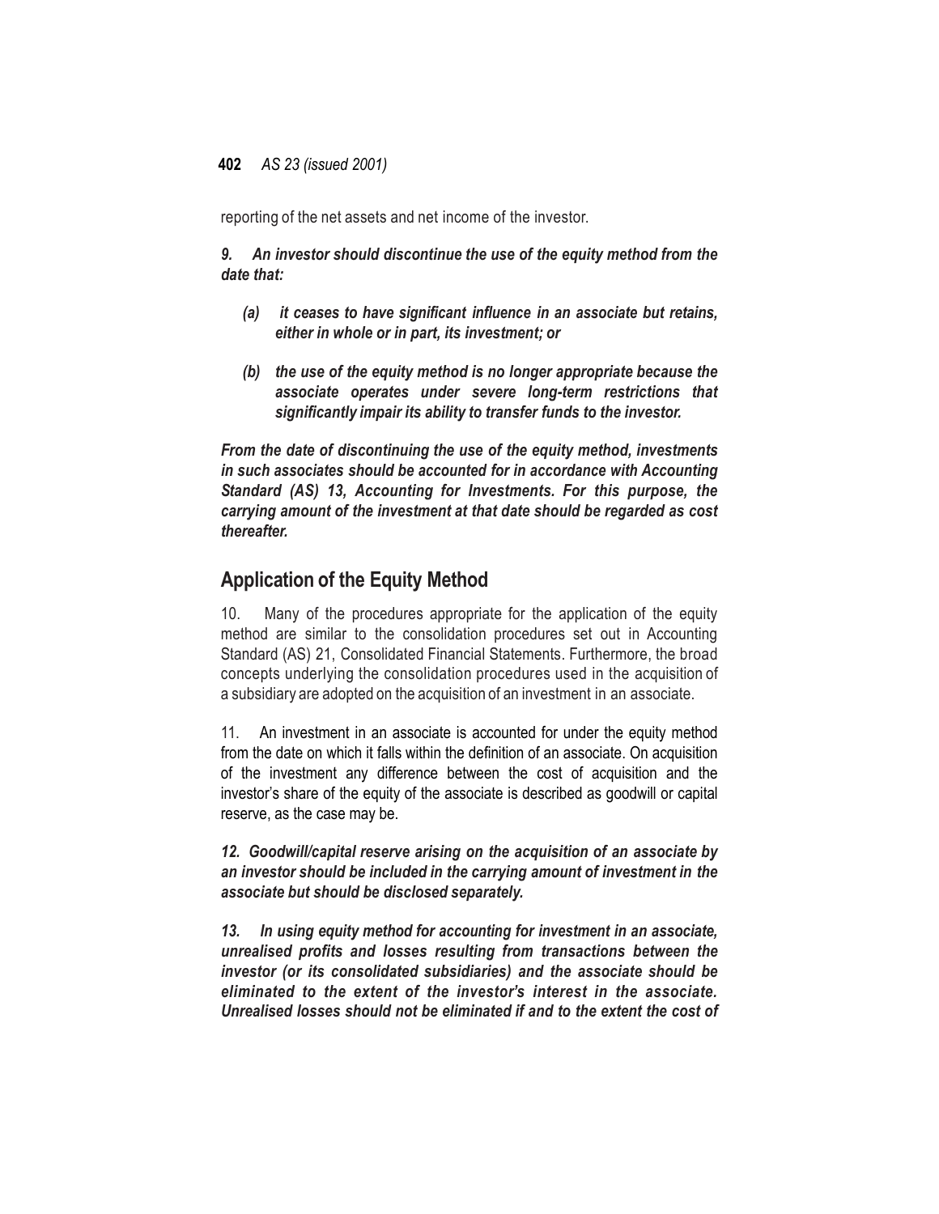reporting of the net assets and net income of the investor.

***9. An investor should discontinue the use of the equity method from the date that:***

- ***(a) it ceases to have significant influence in an associate but retains, either in whole or in part, its investment; or***
- ***(b) the use of the equity method is no longer appropriate because the associate operates under severe long-term restrictions that significantly impair its ability to transfer funds to the investor.***

***From the date of discontinuing the use of the equity method, investments in such associates should be accounted for in accordance with Accounting Standard (AS) 13, Accounting for Investments. For this purpose, the carrying amount of the investment at that date should be regarded as cost thereafter.***

## Application of the Equity Method

10. Many of the procedures appropriate for the application of the equity method are similar to the consolidation procedures set out in Accounting Standard (AS) 21, Consolidated Financial Statements. Furthermore, the broad concepts underlying the consolidation procedures used in the acquisition of a subsidiary are adopted on the acquisition of an investment in an associate.

11. An investment in an associate is accounted for under the equity method from the date on which it falls within the definition of an associate. On acquisition of the investment any difference between the cost of acquisition and the investor's share of the equity of the associate is described as goodwill or capital reserve, as the case may be.

***12. Goodwill/capital reserve arising on the acquisition of an associate by an investor should be included in the carrying amount of investment in the associate but should be disclosed separately.***

***13. In using equity method for accounting for investment in an associate, unrealised profits and losses resulting from transactions between the investor (or its consolidated subsidiaries) and the associate should be eliminated to the extent of the investor's interest in the associate. Unrealised losses should not be eliminated if and to the extent the cost of***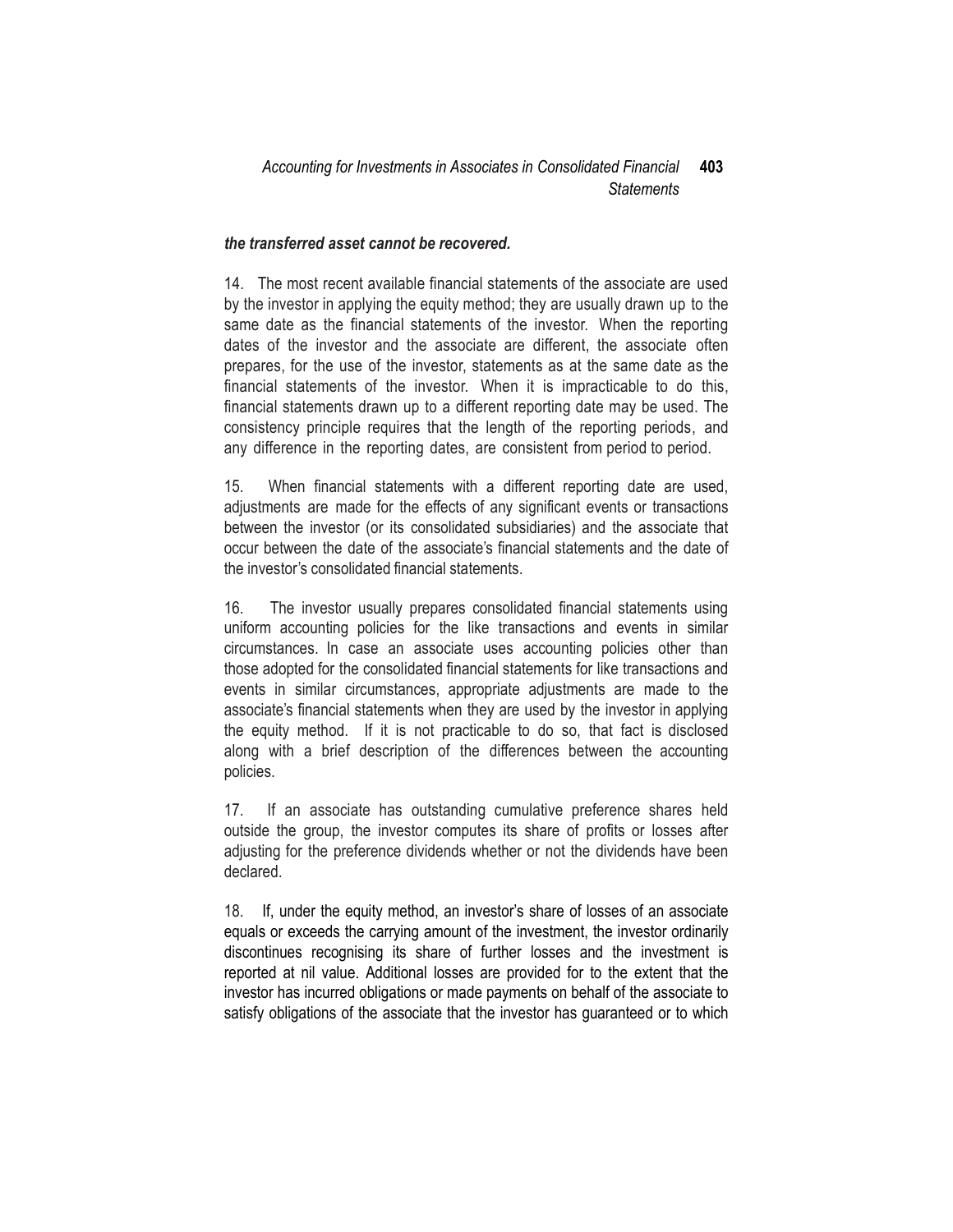***the transferred asset cannot be recovered.***

14. The most recent available financial statements of the associate are used by the investor in applying the equity method; they are usually drawn up to the same date as the financial statements of the investor. When the reporting dates of the investor and the associate are different, the associate often prepares, for the use of the investor, statements as at the same date as the financial statements of the investor. When it is impracticable to do this, financial statements drawn up to a different reporting date may be used. The consistency principle requires that the length of the reporting periods, and any difference in the reporting dates, are consistent from period to period.

15. When financial statements with a different reporting date are used, adjustments are made for the effects of any significant events or transactions between the investor (or its consolidated subsidiaries) and the associate that occur between the date of the associate's financial statements and the date of the investor's consolidated financial statements.

16. The investor usually prepares consolidated financial statements using uniform accounting policies for the like transactions and events in similar circumstances. In case an associate uses accounting policies other than those adopted for the consolidated financial statements for like transactions and events in similar circumstances, appropriate adjustments are made to the associate's financial statements when they are used by the investor in applying the equity method. If it is not practicable to do so, that fact is disclosed along with a brief description of the differences between the accounting policies.

17. If an associate has outstanding cumulative preference shares held outside the group, the investor computes its share of profits or losses after adjusting for the preference dividends whether or not the dividends have been declared.

18. If, under the equity method, an investor's share of losses of an associate equals or exceeds the carrying amount of the investment, the investor ordinarily discontinues recognising its share of further losses and the investment is reported at nil value. Additional losses are provided for to the extent that the investor has incurred obligations or made payments on behalf of the associate to satisfy obligations of the associate that the investor has guaranteed or to which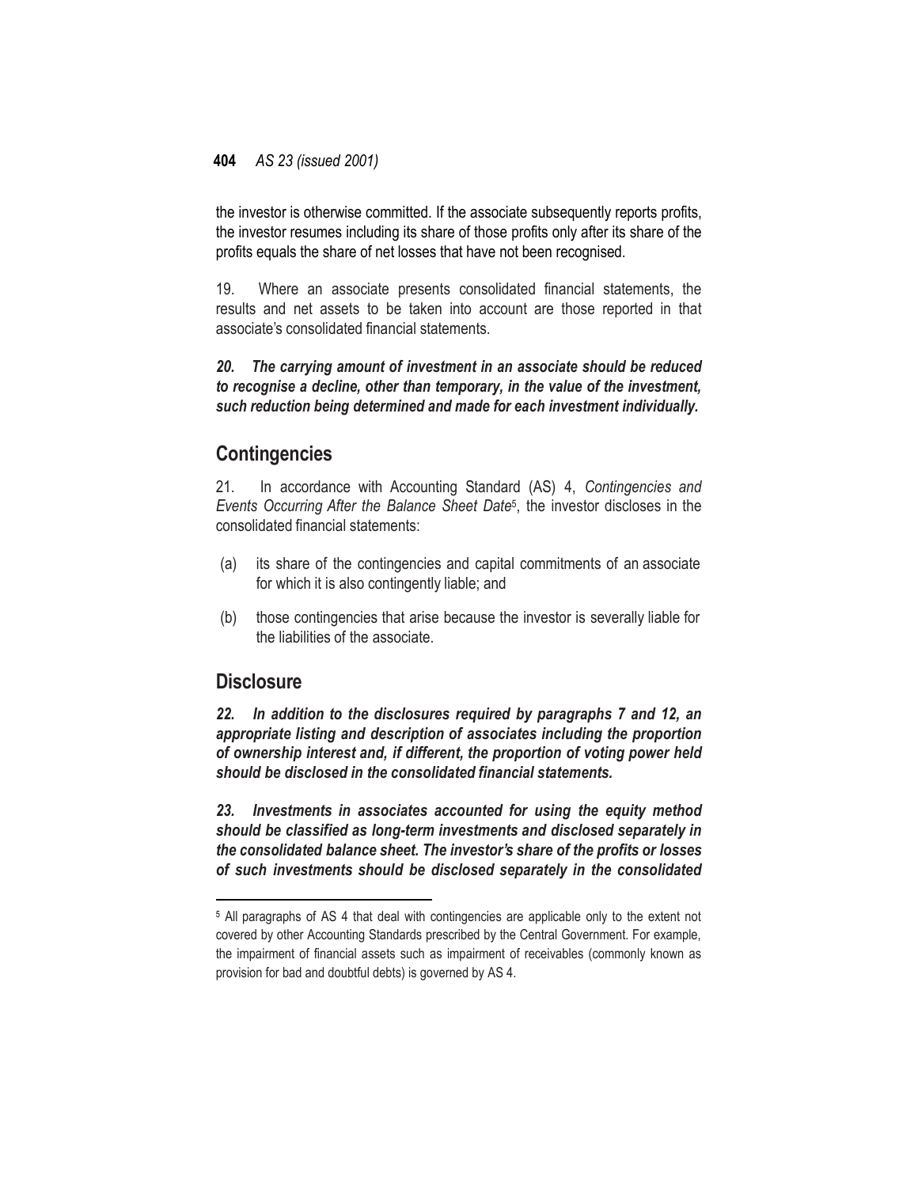the investor is otherwise committed. If the associate subsequently reports profits, the investor resumes including its share of those profits only after its share of the profits equals the share of net losses that have not been recognised.

19. Where an associate presents consolidated financial statements, the results and net assets to be taken into account are those reported in that associate's consolidated financial statements.

***20. The carrying amount of investment in an associate should be reduced to recognise a decline, other than temporary, in the value of the investment, such reduction being determined and made for each investment individually.***

## Contingencies

21. In accordance with Accounting Standard (AS) 4, *Contingencies and Events Occurring After the Balance Sheet Date*[5], the investor discloses in the consolidated financial statements:

(a) its share of the contingencies and capital commitments of an associate for which it is also contingently liable; and

(b) those contingencies that arise because the investor is severally liable for the liabilities of the associate.

## Disclosure

***22. In addition to the disclosures required by paragraphs 7 and 12, an appropriate listing and description of associates including the proportion of ownership interest and, if different, the proportion of voting power held should be disclosed in the consolidated financial statements.***

***23. Investments in associates accounted for using the equity method should be classified as long-term investments and disclosed separately in the consolidated balance sheet. The investor's share of the profits or losses of such investments should be disclosed separately in the consolidated***

---

[5] All paragraphs of AS 4 that deal with contingencies are applicable only to the extent not covered by other Accounting Standards prescribed by the Central Government. For example, the impairment of financial assets such as impairment of receivables (commonly known as provision for bad and doubtful debts) is governed by AS 4.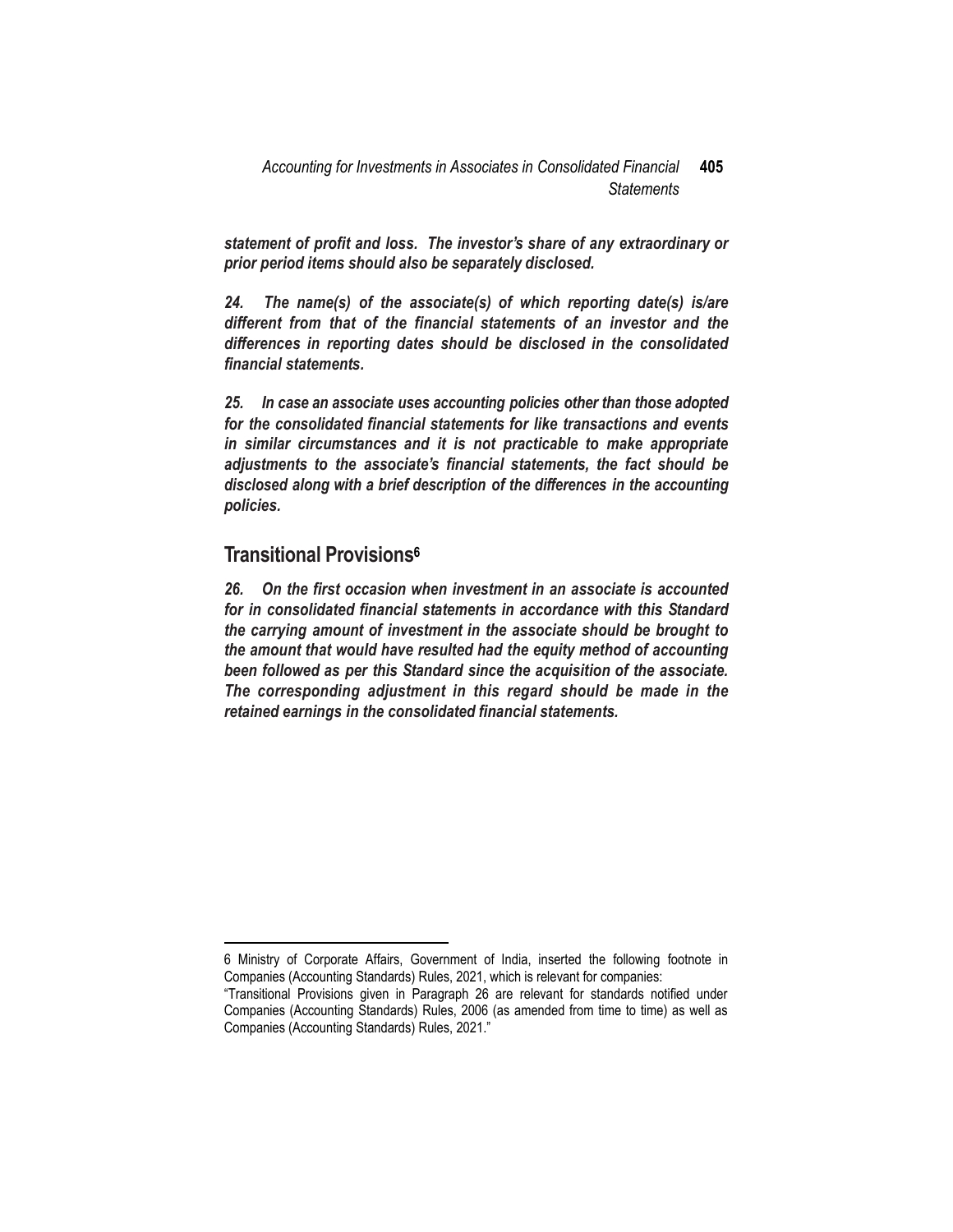***statement of profit and loss. The investor's share of any extraordinary or prior period items should also be separately disclosed.***

***24. The name(s) of the associate(s) of which reporting date(s) is/are different from that of the financial statements of an investor and the differences in reporting dates should be disclosed in the consolidated financial statements.***

***25. In case an associate uses accounting policies other than those adopted for the consolidated financial statements for like transactions and events in similar circumstances and it is not practicable to make appropriate adjustments to the associate's financial statements, the fact should be disclosed along with a brief description of the differences in the accounting policies.***

## Transitional Provisions[6]

***26. On the first occasion when investment in an associate is accounted for in consolidated financial statements in accordance with this Standard the carrying amount of investment in the associate should be brought to the amount that would have resulted had the equity method of accounting been followed as per this Standard since the acquisition of the associate. The corresponding adjustment in this regard should be made in the retained earnings in the consolidated financial statements.***

---

6 Ministry of Corporate Affairs, Government of India, inserted the following footnote in Companies (Accounting Standards) Rules, 2021, which is relevant for companies:

"Transitional Provisions given in Paragraph 26 are relevant for standards notified under Companies (Accounting Standards) Rules, 2006 (as amended from time to time) as well as Companies (Accounting Standards) Rules, 2021."